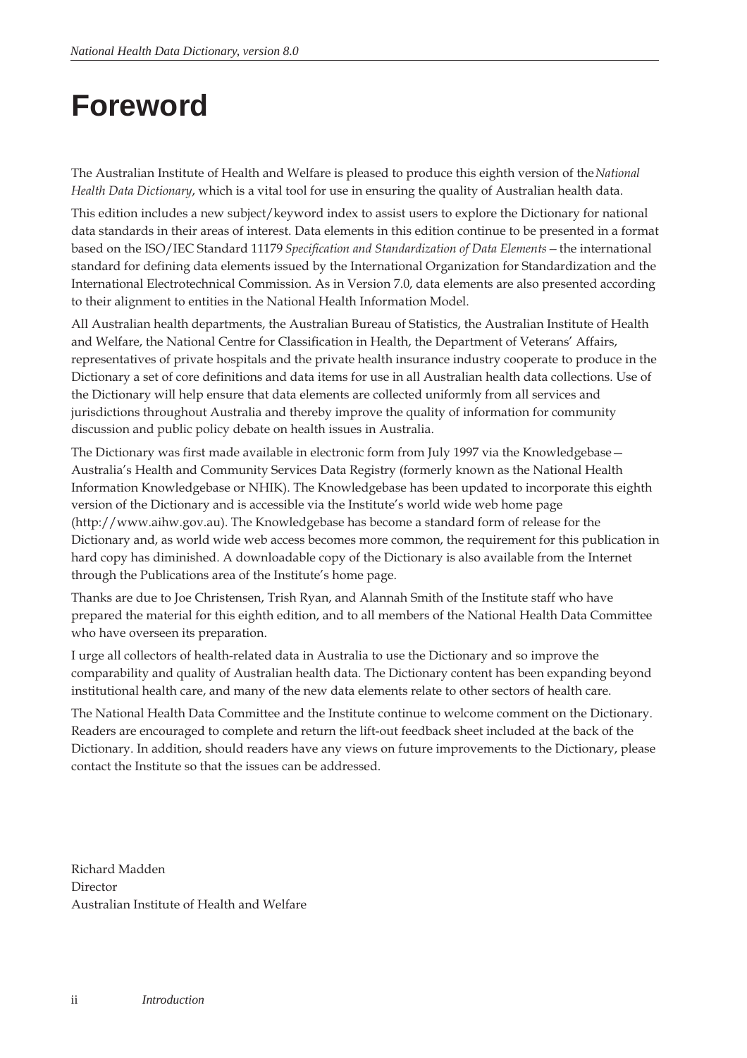# Foreword

The Australian Institute of Health and Welfare is pleased to produce this eighth version of the *National Health Data Dictionary*, which is a vital tool for use in ensuring the quality of Australian health data.

This edition includes a new subject/keyword index to assist users to explore the Dictionary for national data standards in their areas of interest. Data elements in this edition continue to be presented in a format based on the ISO/IEC Standard 11179 *Specification and Standardization of Data Elements* — the international standard for defining data elements issued by the International Organization for Standardization and the International Electrotechnical Commission. As in Version 7.0, data elements are also presented according to their alignment to entities in the National Health Information Model.

All Australian health departments, the Australian Bureau of Statistics, the Australian Institute of Health and Welfare, the National Centre for Classification in Health, the Department of Veterans' Affairs, representatives of private hospitals and the private health insurance industry cooperate to produce in the Dictionary a set of core definitions and data items for use in all Australian health data collections. Use of the Dictionary will help ensure that data elements are collected uniformly from all services and jurisdictions throughout Australia and thereby improve the quality of information for community discussion and public policy debate on health issues in Australia.

The Dictionary was first made available in electronic form from July 1997 via the Knowledgebase—Australia's Health and Community Services Data Registry (formerly known as the National Health Information Knowledgebase or NHIK). The Knowledgebase has been updated to incorporate this eighth version of the Dictionary and is accessible via the Institute's world wide web home page (http://www.aihw.gov.au). The Knowledgebase has become a standard form of release for the Dictionary and, as world wide web access becomes more common, the requirement for this publication in hard copy has diminished. A downloadable copy of the Dictionary is also available from the Internet through the Publications area of the Institute's home page.

Thanks are due to Joe Christensen, Trish Ryan, and Alannah Smith of the Institute staff who have prepared the material for this eighth edition, and to all members of the National Health Data Committee who have overseen its preparation.

I urge all collectors of health-related data in Australia to use the Dictionary and so improve the comparability and quality of Australian health data. The Dictionary content has been expanding beyond institutional health care, and many of the new data elements relate to other sectors of health care.

The National Health Data Committee and the Institute continue to welcome comment on the Dictionary. Readers are encouraged to complete and return the lift-out feedback sheet included at the back of the Dictionary. In addition, should readers have any views on future improvements to the Dictionary, please contact the Institute so that the issues can be addressed.

Richard Madden
Director
Australian Institute of Health and Welfare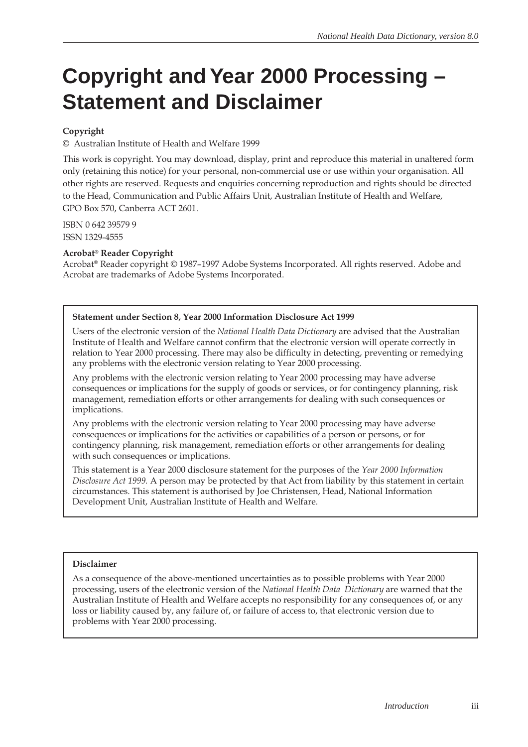# Copyright and Year 2000 Processing – Statement and Disclaimer

**Copyright**

© Australian Institute of Health and Welfare 1999

This work is copyright. You may download, display, print and reproduce this material in unaltered form only (retaining this notice) for your personal, non-commercial use or use within your organisation. All other rights are reserved. Requests and enquiries concerning reproduction and rights should be directed to the Head, Communication and Public Affairs Unit, Australian Institute of Health and Welfare, GPO Box 570, Canberra ACT 2601.

ISBN 0 642 39579 9
ISSN 1329-4555

**Acrobat® Reader Copyright**
Acrobat® Reader copyright © 1987–1997 Adobe Systems Incorporated. All rights reserved. Adobe and Acrobat are trademarks of Adobe Systems Incorporated.

**Statement under Section 8, Year 2000 Information Disclosure Act 1999**

Users of the electronic version of the *National Health Data Dictionary* are advised that the Australian Institute of Health and Welfare cannot confirm that the electronic version will operate correctly in relation to Year 2000 processing. There may also be difficulty in detecting, preventing or remedying any problems with the electronic version relating to Year 2000 processing.

Any problems with the electronic version relating to Year 2000 processing may have adverse consequences or implications for the supply of goods or services, or for contingency planning, risk management, remediation efforts or other arrangements for dealing with such consequences or implications.

Any problems with the electronic version relating to Year 2000 processing may have adverse consequences or implications for the activities or capabilities of a person or persons, or for contingency planning, risk management, remediation efforts or other arrangements for dealing with such consequences or implications.

This statement is a Year 2000 disclosure statement for the purposes of the *Year 2000 Information Disclosure Act 1999.* A person may be protected by that Act from liability by this statement in certain circumstances. This statement is authorised by Joe Christensen, Head, National Information Development Unit, Australian Institute of Health and Welfare.

**Disclaimer**

As a consequence of the above-mentioned uncertainties as to possible problems with Year 2000 processing, users of the electronic version of the *National Health Data Dictionary* are warned that the Australian Institute of Health and Welfare accepts no responsibility for any consequences of, or any loss or liability caused by, any failure of, or failure of access to, that electronic version due to problems with Year 2000 processing.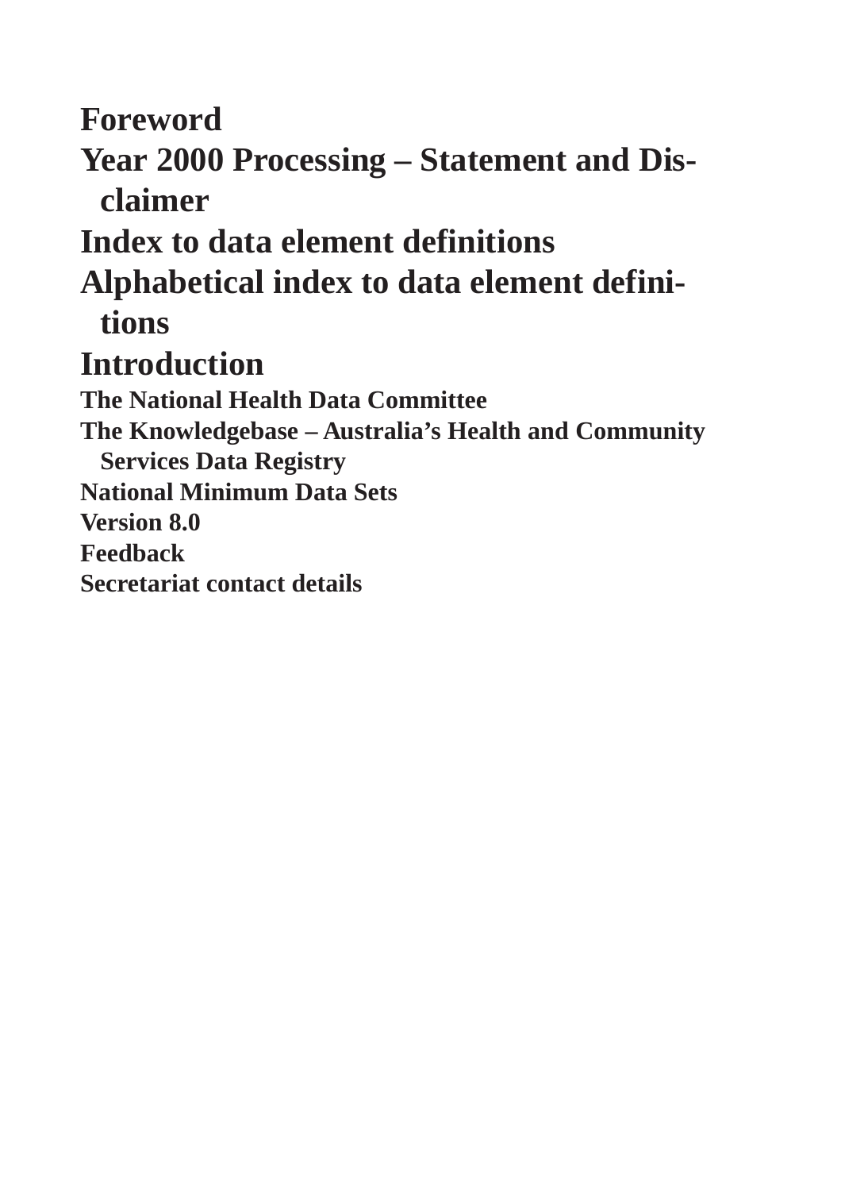# Foreword

# Year 2000 Processing – Statement and Disclaimer

# Index to data element definitions

# Alphabetical index to data element definitions

# Introduction

## The National Health Data Committee

## The Knowledgebase – Australia's Health and Community Services Data Registry

## National Minimum Data Sets

## Version 8.0

## Feedback

## Secretariat contact details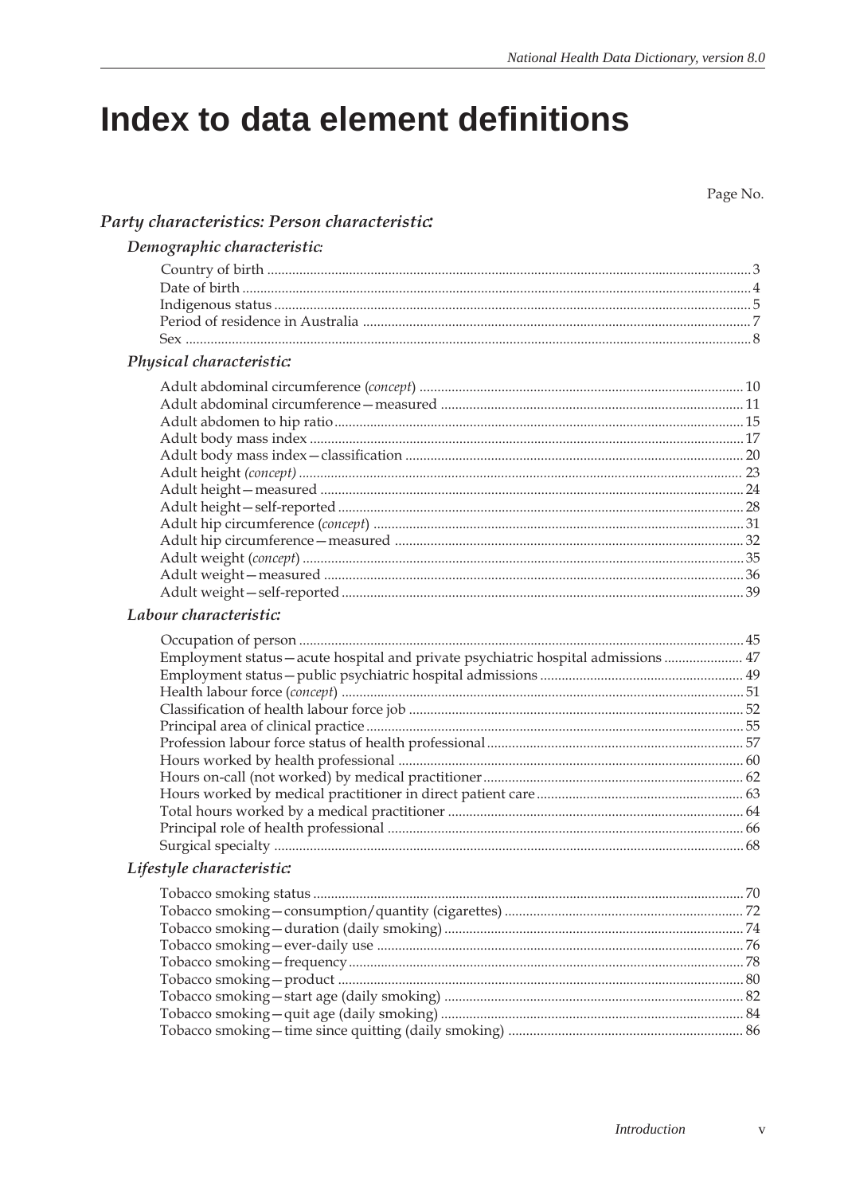# Index to data element definitions

Page No.

## *Party characteristics: Person characteristic:*

### *Demographic characteristic:*

| | |
|---|---|
| Country of birth | 3 |
| Date of birth | 4 |
| Indigenous status | 5 |
| Period of residence in Australia | 7 |
| Sex | 8 |

### *Physical characteristic:*

| | |
|---|---|
| Adult abdominal circumference (*concept*) | 10 |
| Adult abdominal circumference—measured | 11 |
| Adult abdomen to hip ratio | 15 |
| Adult body mass index | 17 |
| Adult body mass index—classification | 20 |
| Adult height *(concept)* | 23 |
| Adult height—measured | 24 |
| Adult height—self-reported | 28 |
| Adult hip circumference (*concept*) | 31 |
| Adult hip circumference—measured | 32 |
| Adult weight (*concept*) | 35 |
| Adult weight—measured | 36 |
| Adult weight—self-reported | 39 |

### *Labour characteristic:*

| | |
|---|---|
| Occupation of person | 45 |
| Employment status—acute hospital and private psychiatric hospital admissions | 47 |
| Employment status—public psychiatric hospital admissions | 49 |
| Health labour force (*concept*) | 51 |
| Classification of health labour force job | 52 |
| Principal area of clinical practice | 55 |
| Profession labour force status of health professional | 57 |
| Hours worked by health professional | 60 |
| Hours on-call (not worked) by medical practitioner | 62 |
| Hours worked by medical practitioner in direct patient care | 63 |
| Total hours worked by a medical practitioner | 64 |
| Principal role of health professional | 66 |
| Surgical specialty | 68 |

### *Lifestyle characteristic:*

| | |
|---|---|
| Tobacco smoking status | 70 |
| Tobacco smoking—consumption/quantity (cigarettes) | 72 |
| Tobacco smoking—duration (daily smoking) | 74 |
| Tobacco smoking—ever-daily use | 76 |
| Tobacco smoking—frequency | 78 |
| Tobacco smoking—product | 80 |
| Tobacco smoking—start age (daily smoking) | 82 |
| Tobacco smoking—quit age (daily smoking) | 84 |
| Tobacco smoking—time since quitting (daily smoking) | 86 |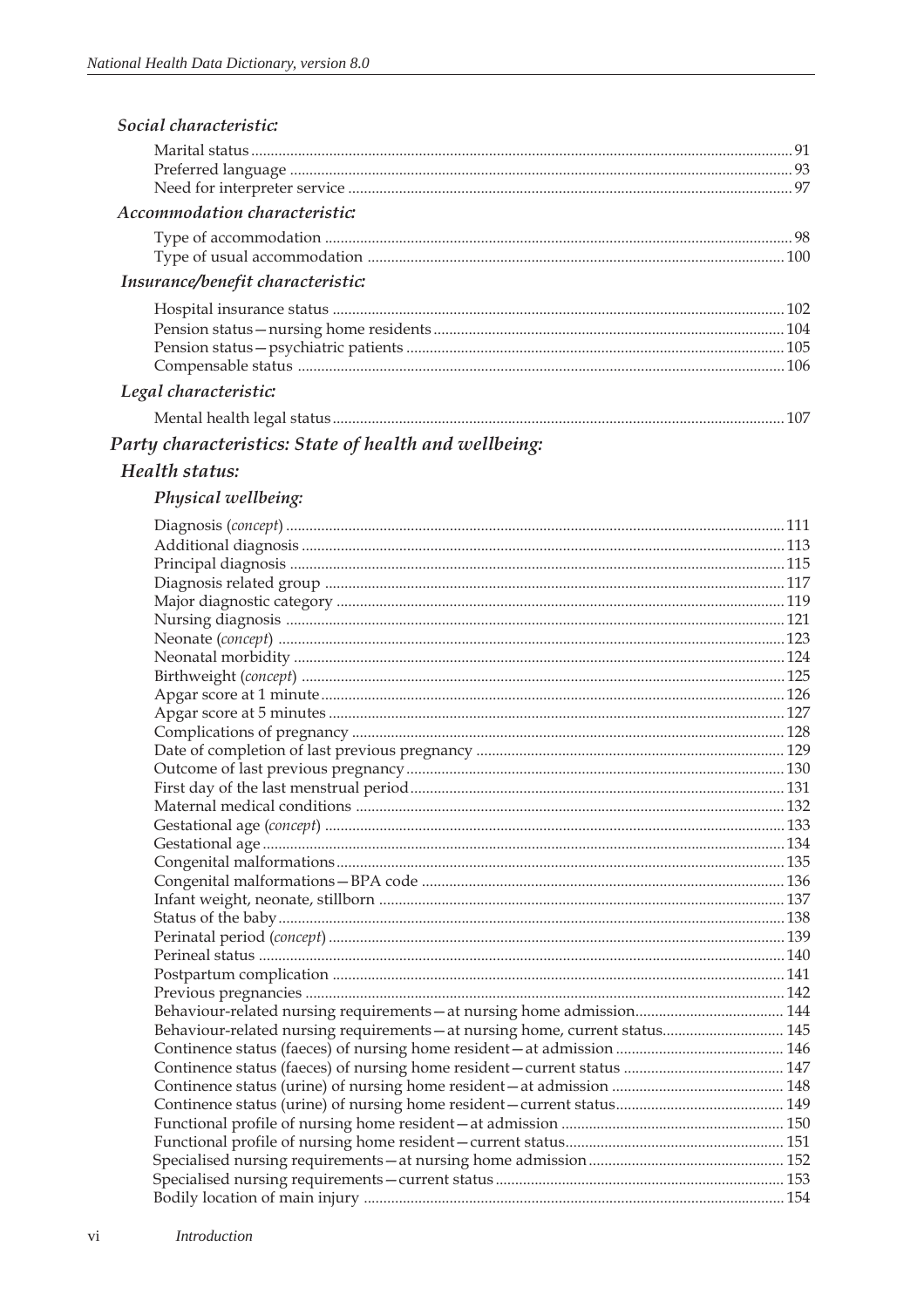*Social characteristic:*

Marital status ........ 91
Preferred language ........ 93
Need for interpreter service ........ 97

*Accommodation characteristic:*

Type of accommodation ........ 98
Type of usual accommodation ........ 100

*Insurance/benefit characteristic:*

Hospital insurance status ........ 102
Pension status—nursing home residents ........ 104
Pension status—psychiatric patients ........ 105
Compensable status ........ 106

*Legal characteristic:*

Mental health legal status ........ 107

***Party characteristics: State of health and wellbeing:***

***Health status:***

***Physical wellbeing:***

Diagnosis (*concept*) ........ 111
Additional diagnosis ........ 113
Principal diagnosis ........ 115
Diagnosis related group ........ 117
Major diagnostic category ........ 119
Nursing diagnosis ........ 121
Neonate (*concept*) ........ 123
Neonatal morbidity ........ 124
Birthweight (*concept*) ........ 125
Apgar score at 1 minute ........ 126
Apgar score at 5 minutes ........ 127
Complications of pregnancy ........ 128
Date of completion of last previous pregnancy ........ 129
Outcome of last previous pregnancy ........ 130
First day of the last menstrual period ........ 131
Maternal medical conditions ........ 132
Gestational age (*concept*) ........ 133
Gestational age ........ 134
Congenital malformations ........ 135
Congenital malformations—BPA code ........ 136
Infant weight, neonate, stillborn ........ 137
Status of the baby ........ 138
Perinatal period (*concept*) ........ 139
Perineal status ........ 140
Postpartum complication ........ 141
Previous pregnancies ........ 142
Behaviour-related nursing requirements—at nursing home admission ........ 144
Behaviour-related nursing requirements—at nursing home, current status ........ 145
Continence status (faeces) of nursing home resident—at admission ........ 146
Continence status (faeces) of nursing home resident—current status ........ 147
Continence status (urine) of nursing home resident—at admission ........ 148
Continence status (urine) of nursing home resident—current status ........ 149
Functional profile of nursing home resident—at admission ........ 150
Functional profile of nursing home resident—current status ........ 151
Specialised nursing requirements—at nursing home admission ........ 152
Specialised nursing requirements—current status ........ 153
Bodily location of main injury ........ 154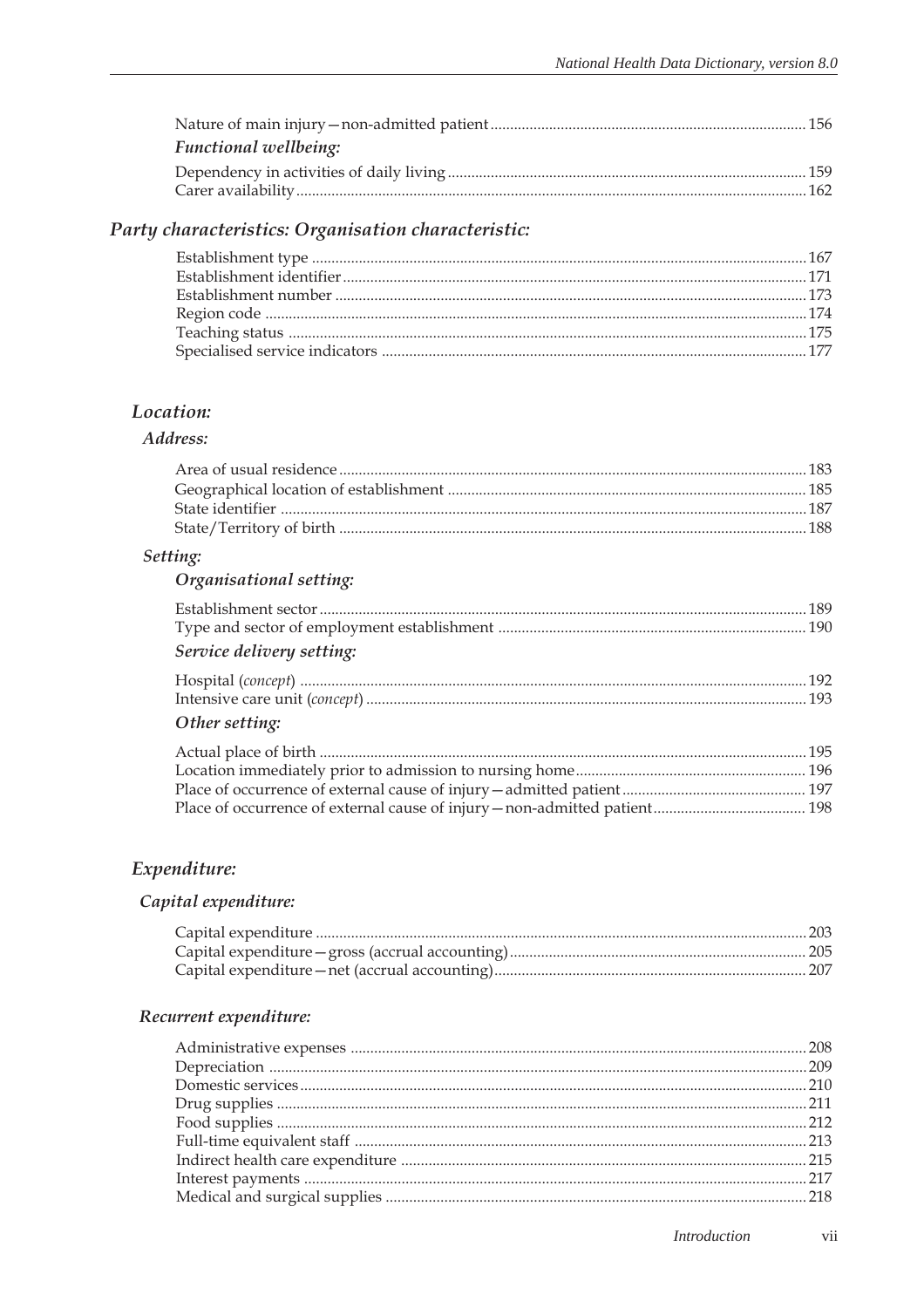Nature of main injury—non-admitted patient ........ 156

*Functional wellbeing:*

Dependency in activities of daily living ........ 159
Carer availability ........ 162

## *Party characteristics: Organisation characteristic:*

Establishment type ........ 167
Establishment identifier ........ 171
Establishment number ........ 173
Region code ........ 174
Teaching status ........ 175
Specialised service indicators ........ 177

### *Location:*

#### *Address:*

Area of usual residence ........ 183
Geographical location of establishment ........ 185
State identifier ........ 187
State/Territory of birth ........ 188

#### *Setting:*

*Organisational setting:*

Establishment sector ........ 189
Type and sector of employment establishment ........ 190

*Service delivery setting:*

Hospital (*concept*) ........ 192
Intensive care unit (*concept*) ........ 193

*Other setting:*

Actual place of birth ........ 195
Location immediately prior to admission to nursing home ........ 196
Place of occurrence of external cause of injury—admitted patient ........ 197
Place of occurrence of external cause of injury—non-admitted patient ........ 198

### *Expenditure:*

#### *Capital expenditure:*

Capital expenditure ........ 203
Capital expenditure—gross (accrual accounting) ........ 205
Capital expenditure—net (accrual accounting) ........ 207

#### *Recurrent expenditure:*

Administrative expenses ........ 208
Depreciation ........ 209
Domestic services ........ 210
Drug supplies ........ 211
Food supplies ........ 212
Full-time equivalent staff ........ 213
Indirect health care expenditure ........ 215
Interest payments ........ 217
Medical and surgical supplies ........ 218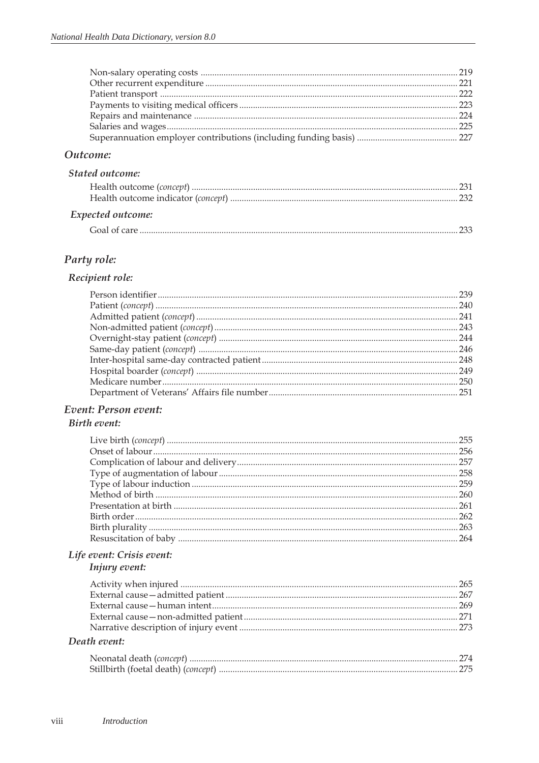Non-salary operating costs ........................................................................................................ 219
Other recurrent expenditure ....................................................................................................... 221
Patient transport ........................................................................................................................... 222
Payments to visiting medical officers ....................................................................................... 223
Repairs and maintenance ............................................................................................................ 224
Salaries and wages ........................................................................................................................ 225
Superannuation employer contributions (including funding basis) .................................... 227

## *Outcome:*

### *Stated outcome:*

Health outcome (*concept*) ............................................................................................................ 231
Health outcome indicator (*concept*) .......................................................................................... 232

### *Expected outcome:*

Goal of care .................................................................................................................................... 233

## *Party role:*

### *Recipient role:*

Person identifier ............................................................................................................................ 239
Patient (*concept*) ............................................................................................................................ 240
Admitted patient (*concept*) .......................................................................................................... 241
Non-admitted patient (*concept*) ................................................................................................... 243
Overnight-stay patient (*concept*) ................................................................................................. 244
Same-day patient (*concept*) ......................................................................................................... 246
Inter-hospital same-day contracted patient ............................................................................. 248
Hospital boarder (*concept*) .......................................................................................................... 249
Medicare number .......................................................................................................................... 250
Department of Veterans' Affairs file number .......................................................................... 251

## *Event: Person event:*

### *Birth event:*

Live birth (*concept*) ...................................................................................................................... 255
Onset of labour .............................................................................................................................. 256
Complication of labour and delivery ........................................................................................ 257
Type of augmentation of labour ................................................................................................. 258
Type of labour induction ............................................................................................................. 259
Method of birth .............................................................................................................................. 260
Presentation at birth ..................................................................................................................... 261
Birth order ...................................................................................................................................... 262
Birth plurality ................................................................................................................................. 263
Resuscitation of baby ................................................................................................................... 264

### *Life event: Crisis event:*

#### *Injury event:*

Activity when injured ................................................................................................................... 265
External cause—admitted patient .............................................................................................. 267
External cause—human intent .................................................................................................... 269
External cause—non-admitted patient ...................................................................................... 271
Narrative description of injury event ........................................................................................ 273

### *Death event:*

Neonatal death (*concept*) .............................................................................................................. 274
Stillbirth (foetal death) (*concept*) ................................................................................................ 275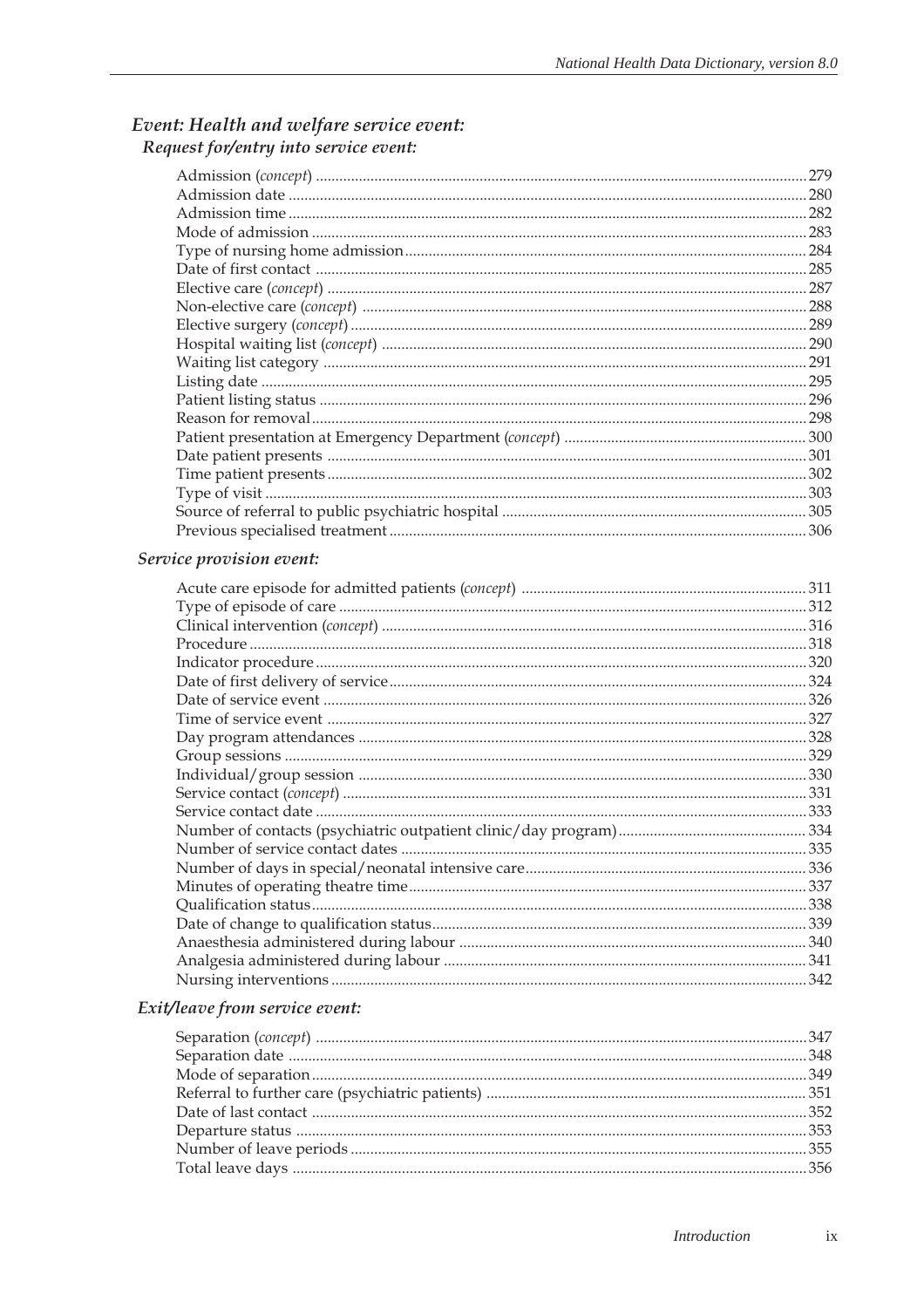### *Event: Health and welfare service event:*

#### *Request for/entry into service event:*

Admission (*concept*) ........ 279
Admission date ........ 280
Admission time ........ 282
Mode of admission ........ 283
Type of nursing home admission ........ 284
Date of first contact ........ 285
Elective care (*concept*) ........ 287
Non-elective care (*concept*) ........ 288
Elective surgery (*concept*) ........ 289
Hospital waiting list (*concept*) ........ 290
Waiting list category ........ 291
Listing date ........ 295
Patient listing status ........ 296
Reason for removal ........ 298
Patient presentation at Emergency Department (*concept*) ........ 300
Date patient presents ........ 301
Time patient presents ........ 302
Type of visit ........ 303
Source of referral to public psychiatric hospital ........ 305
Previous specialised treatment ........ 306

#### *Service provision event:*

Acute care episode for admitted patients (*concept*) ........ 311
Type of episode of care ........ 312
Clinical intervention (*concept*) ........ 316
Procedure ........ 318
Indicator procedure ........ 320
Date of first delivery of service ........ 324
Date of service event ........ 326
Time of service event ........ 327
Day program attendances ........ 328
Group sessions ........ 329
Individual/group session ........ 330
Service contact (*concept*) ........ 331
Service contact date ........ 333
Number of contacts (psychiatric outpatient clinic/day program) ........ 334
Number of service contact dates ........ 335
Number of days in special/neonatal intensive care ........ 336
Minutes of operating theatre time ........ 337
Qualification status ........ 338
Date of change to qualification status ........ 339
Anaesthesia administered during labour ........ 340
Analgesia administered during labour ........ 341
Nursing interventions ........ 342

#### *Exit/leave from service event:*

Separation (*concept*) ........ 347
Separation date ........ 348
Mode of separation ........ 349
Referral to further care (psychiatric patients) ........ 351
Date of last contact ........ 352
Departure status ........ 353
Number of leave periods ........ 355
Total leave days ........ 356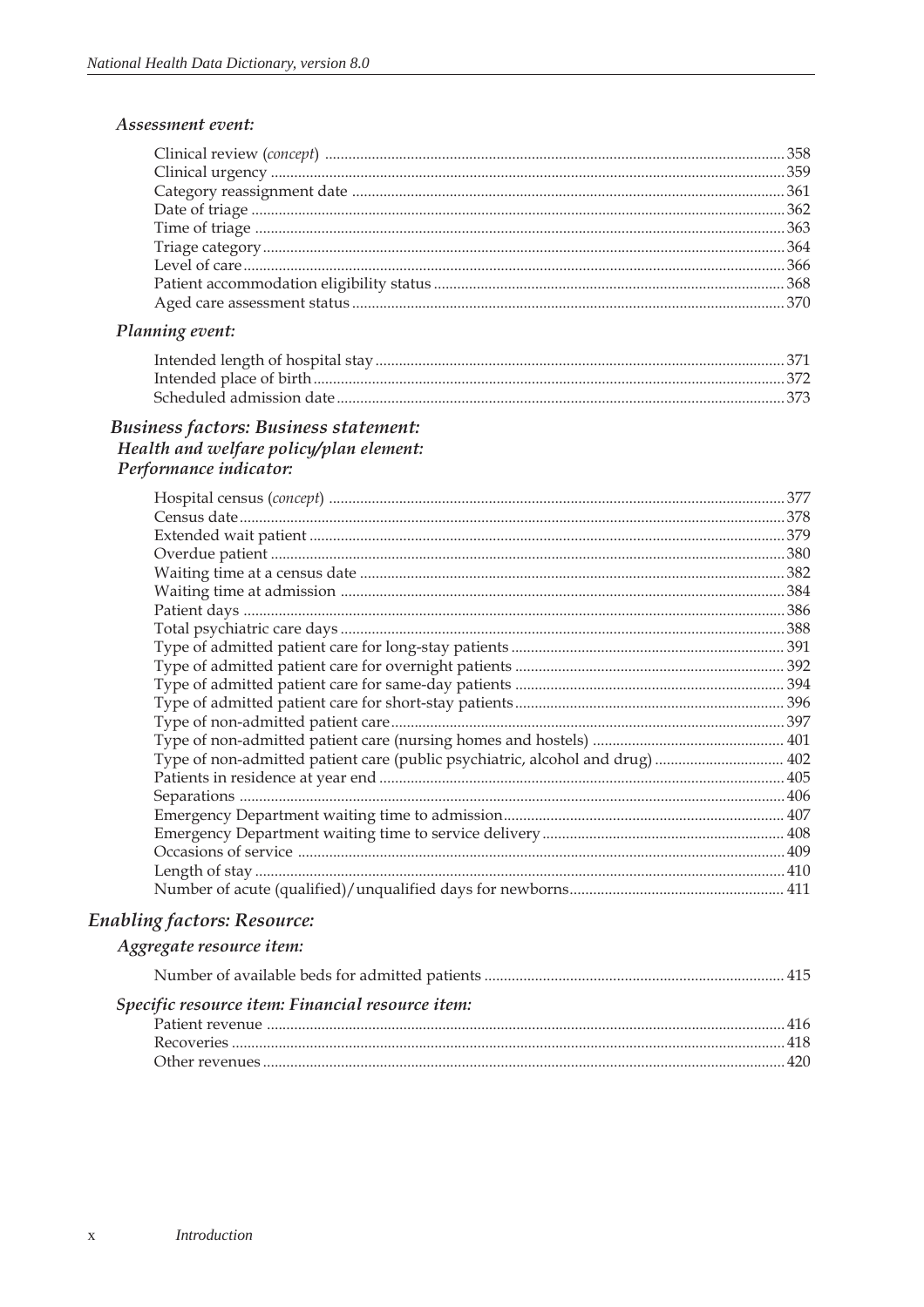*Assessment event:*

Clinical review (*concept*) ..... 358
Clinical urgency ..... 359
Category reassignment date ..... 361
Date of triage ..... 362
Time of triage ..... 363
Triage category ..... 364
Level of care ..... 366
Patient accommodation eligibility status ..... 368
Aged care assessment status ..... 370

*Planning event:*

Intended length of hospital stay ..... 371
Intended place of birth ..... 372
Scheduled admission date ..... 373

*Business factors: Business statement:*
*Health and welfare policy/plan element:*
*Performance indicator:*

Hospital census (*concept*) ..... 377
Census date ..... 378
Extended wait patient ..... 379
Overdue patient ..... 380
Waiting time at a census date ..... 382
Waiting time at admission ..... 384
Patient days ..... 386
Total psychiatric care days ..... 388
Type of admitted patient care for long-stay patients ..... 391
Type of admitted patient care for overnight patients ..... 392
Type of admitted patient care for same-day patients ..... 394
Type of admitted patient care for short-stay patients ..... 396
Type of non-admitted patient care ..... 397
Type of non-admitted patient care (nursing homes and hostels) ..... 401
Type of non-admitted patient care (public psychiatric, alcohol and drug) ..... 402
Patients in residence at year end ..... 405
Separations ..... 406
Emergency Department waiting time to admission ..... 407
Emergency Department waiting time to service delivery ..... 408
Occasions of service ..... 409
Length of stay ..... 410
Number of acute (qualified)/unqualified days for newborns ..... 411

*Enabling factors: Resource:*

*Aggregate resource item:*

Number of available beds for admitted patients ..... 415

*Specific resource item: Financial resource item:*

Patient revenue ..... 416
Recoveries ..... 418
Other revenues ..... 420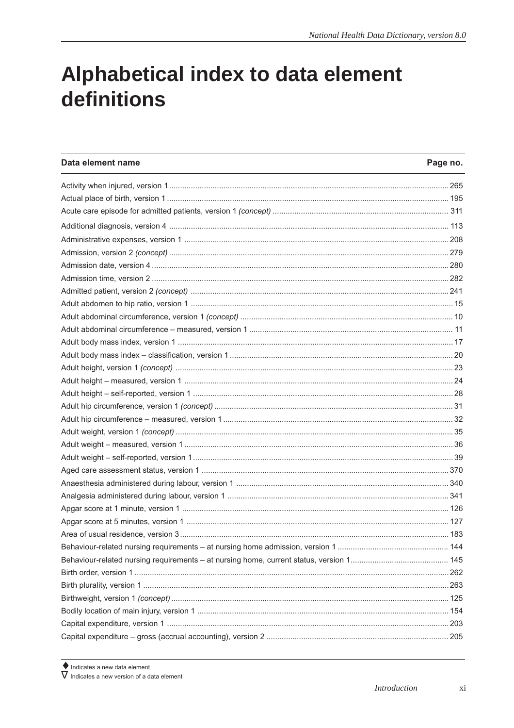# Alphabetical index to data element definitions

| Data element name | Page no. |
|---|---|
| Activity when injured, version 1 | 265 |
| Actual place of birth, version 1 | 195 |
| Acute care episode for admitted patients, version 1 *(concept)* | 311 |
| Additional diagnosis, version 4 | 113 |
| Administrative expenses, version 1 | 208 |
| Admission, version 2 *(concept)* | 279 |
| Admission date, version 4 | 280 |
| Admission time, version 2 | 282 |
| Admitted patient, version 2 *(concept)* | 241 |
| Adult abdomen to hip ratio, version 1 | 15 |
| Adult abdominal circumference, version 1 *(concept)* | 10 |
| Adult abdominal circumference – measured, version 1 | 11 |
| Adult body mass index, version 1 | 17 |
| Adult body mass index – classification, version 1 | 20 |
| Adult height, version 1 *(concept)* | 23 |
| Adult height – measured, version 1 | 24 |
| Adult height – self-reported, version 1 | 28 |
| Adult hip circumference, version 1 *(concept)* | 31 |
| Adult hip circumference – measured, version 1 | 32 |
| Adult weight, version 1 *(concept)* | 35 |
| Adult weight – measured, version 1 | 36 |
| Adult weight – self-reported, version 1 | 39 |
| Aged care assessment status, version 1 | 370 |
| Anaesthesia administered during labour, version 1 | 340 |
| Analgesia administered during labour, version 1 | 341 |
| Apgar score at 1 minute, version 1 | 126 |
| Apgar score at 5 minutes, version 1 | 127 |
| Area of usual residence, version 3 | 183 |
| Behaviour-related nursing requirements – at nursing home admission, version 1 | 144 |
| Behaviour-related nursing requirements – at nursing home, current status, version 1 | 145 |
| Birth order, version 1 | 262 |
| Birth plurality, version 1 | 263 |
| Birthweight, version 1 *(concept)* | 125 |
| Bodily location of main injury, version 1 | 154 |
| Capital expenditure, version 1 | 203 |
| Capital expenditure – gross (accrual accounting), version 2 | 205 |

♦ Indicates a new data element
∇ Indicates a new version of a data element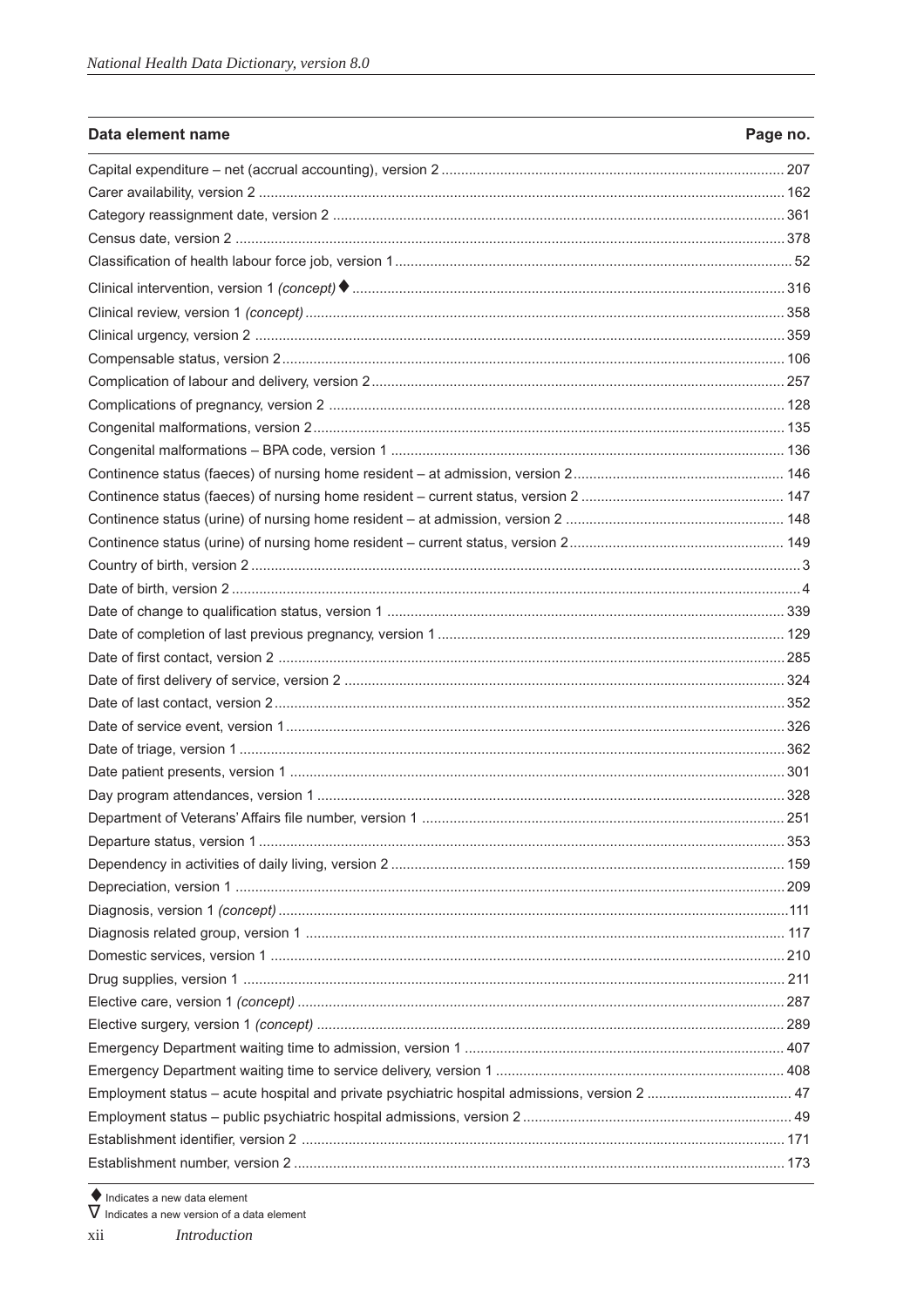| Data element name | Page no. |
|---|---|
| Capital expenditure – net (accrual accounting), version 2 | 207 |
| Carer availability, version 2 | 162 |
| Category reassignment date, version 2 | 361 |
| Census date, version 2 | 378 |
| Classification of health labour force job, version 1 | 52 |
| Clinical intervention, version 1 *(concept)* ♦ | 316 |
| Clinical review, version 1 *(concept)* | 358 |
| Clinical urgency, version 2 | 359 |
| Compensable status, version 2 | 106 |
| Complication of labour and delivery, version 2 | 257 |
| Complications of pregnancy, version 2 | 128 |
| Congenital malformations, version 2 | 135 |
| Congenital malformations – BPA code, version 1 | 136 |
| Continence status (faeces) of nursing home resident – at admission, version 2 | 146 |
| Continence status (faeces) of nursing home resident – current status, version 2 | 147 |
| Continence status (urine) of nursing home resident – at admission, version 2 | 148 |
| Continence status (urine) of nursing home resident – current status, version 2 | 149 |
| Country of birth, version 2 | 3 |
| Date of birth, version 2 | 4 |
| Date of change to qualification status, version 1 | 339 |
| Date of completion of last previous pregnancy, version 1 | 129 |
| Date of first contact, version 2 | 285 |
| Date of first delivery of service, version 2 | 324 |
| Date of last contact, version 2 | 352 |
| Date of service event, version 1 | 326 |
| Date of triage, version 1 | 362 |
| Date patient presents, version 1 | 301 |
| Day program attendances, version 1 | 328 |
| Department of Veterans' Affairs file number, version 1 | 251 |
| Departure status, version 1 | 353 |
| Dependency in activities of daily living, version 2 | 159 |
| Depreciation, version 1 | 209 |
| Diagnosis, version 1 *(concept)* | 111 |
| Diagnosis related group, version 1 | 117 |
| Domestic services, version 1 | 210 |
| Drug supplies, version 1 | 211 |
| Elective care, version 1 *(concept)* | 287 |
| Elective surgery, version 1 *(concept)* | 289 |
| Emergency Department waiting time to admission, version 1 | 407 |
| Emergency Department waiting time to service delivery, version 1 | 408 |
| Employment status – acute hospital and private psychiatric hospital admissions, version 2 | 47 |
| Employment status – public psychiatric hospital admissions, version 2 | 49 |
| Establishment identifier, version 2 | 171 |
| Establishment number, version 2 | 173 |

♦ Indicates a new data element

∇ Indicates a new version of a data element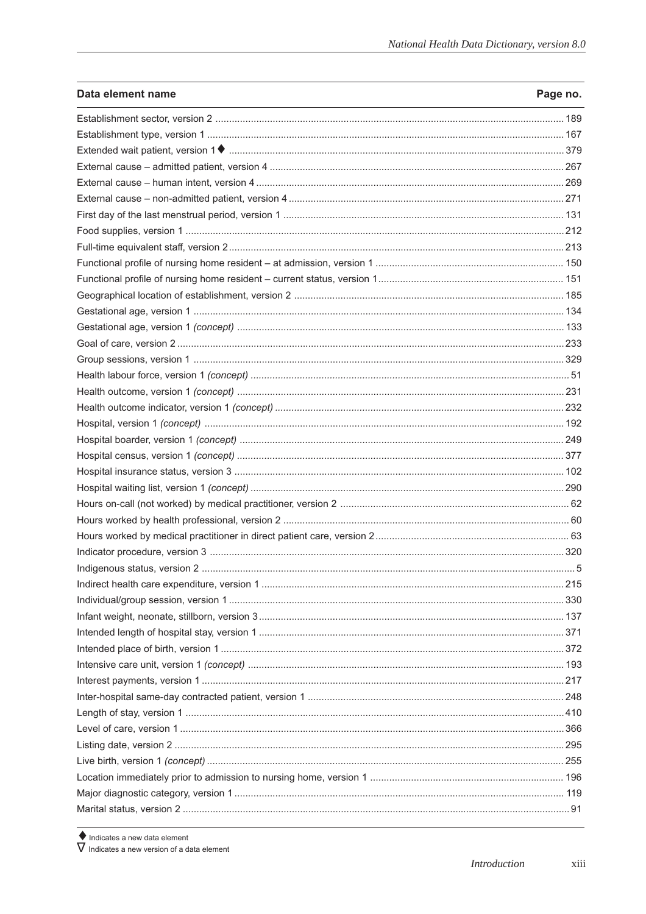| Data element name | Page no. |
|---|---|
| Establishment sector, version 2 | 189 |
| Establishment type, version 1 | 167 |
| Extended wait patient, version 1 ♦ | 379 |
| External cause – admitted patient, version 4 | 267 |
| External cause – human intent, version 4 | 269 |
| External cause – non-admitted patient, version 4 | 271 |
| First day of the last menstrual period, version 1 | 131 |
| Food supplies, version 1 | 212 |
| Full-time equivalent staff, version 2 | 213 |
| Functional profile of nursing home resident – at admission, version 1 | 150 |
| Functional profile of nursing home resident – current status, version 1 | 151 |
| Geographical location of establishment, version 2 | 185 |
| Gestational age, version 1 | 134 |
| Gestational age, version 1 *(concept)* | 133 |
| Goal of care, version 2 | 233 |
| Group sessions, version 1 | 329 |
| Health labour force, version 1 *(concept)* | 51 |
| Health outcome, version 1 *(concept)* | 231 |
| Health outcome indicator, version 1 *(concept)* | 232 |
| Hospital, version 1 *(concept)* | 192 |
| Hospital boarder, version 1 *(concept)* | 249 |
| Hospital census, version 1 *(concept)* | 377 |
| Hospital insurance status, version 3 | 102 |
| Hospital waiting list, version 1 *(concept)* | 290 |
| Hours on-call (not worked) by medical practitioner, version 2 | 62 |
| Hours worked by health professional, version 2 | 60 |
| Hours worked by medical practitioner in direct patient care, version 2 | 63 |
| Indicator procedure, version 3 | 320 |
| Indigenous status, version 2 | 5 |
| Indirect health care expenditure, version 1 | 215 |
| Individual/group session, version 1 | 330 |
| Infant weight, neonate, stillborn, version 3 | 137 |
| Intended length of hospital stay, version 1 | 371 |
| Intended place of birth, version 1 | 372 |
| Intensive care unit, version 1 *(concept)* | 193 |
| Interest payments, version 1 | 217 |
| Inter-hospital same-day contracted patient, version 1 | 248 |
| Length of stay, version 1 | 410 |
| Level of care, version 1 | 366 |
| Listing date, version 2 | 295 |
| Live birth, version 1 *(concept)* | 255 |
| Location immediately prior to admission to nursing home, version 1 | 196 |
| Major diagnostic category, version 1 | 119 |
| Marital status, version 2 | 91 |

♦ Indicates a new data element

∇ Indicates a new version of a data element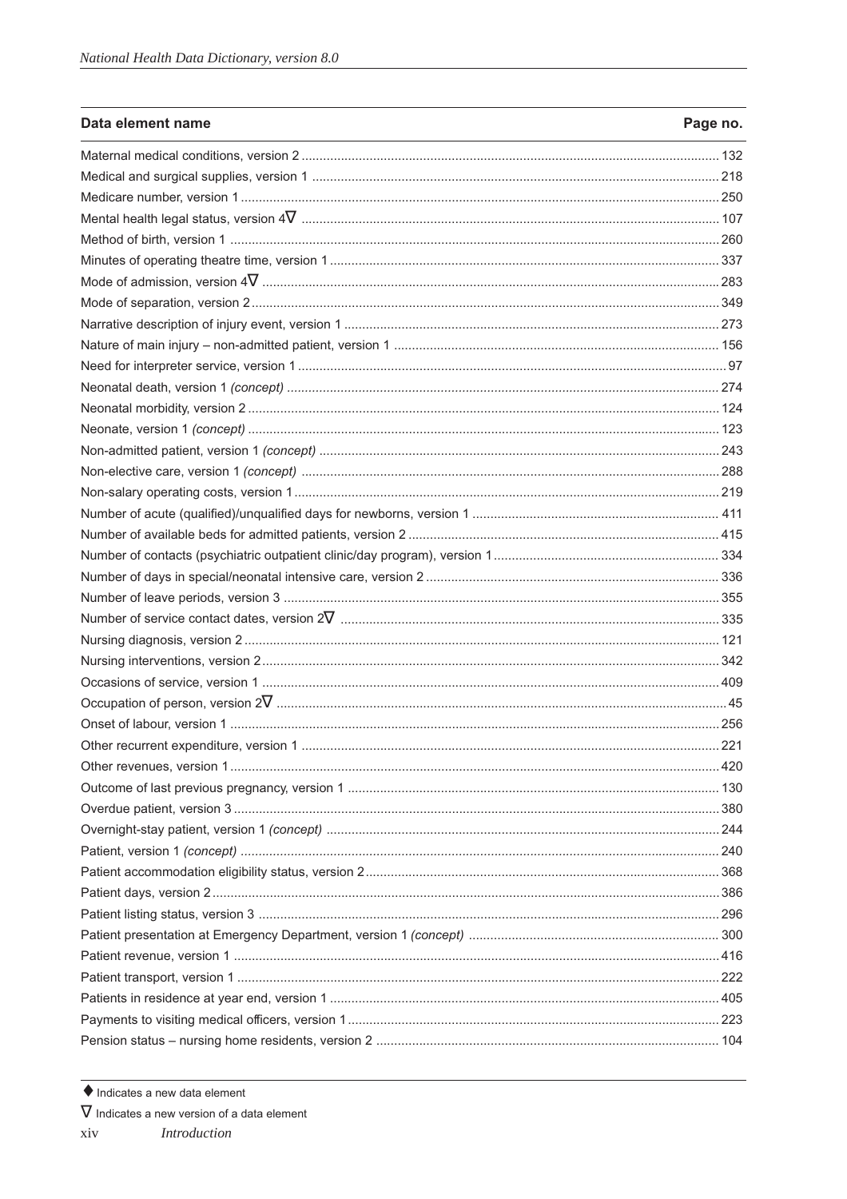| Data element name | Page no. |
|---|---|
| Maternal medical conditions, version 2 | 132 |
| Medical and surgical supplies, version 1 | 218 |
| Medicare number, version 1 | 250 |
| Mental health legal status, version 4∇ | 107 |
| Method of birth, version 1 | 260 |
| Minutes of operating theatre time, version 1 | 337 |
| Mode of admission, version 4∇ | 283 |
| Mode of separation, version 2 | 349 |
| Narrative description of injury event, version 1 | 273 |
| Nature of main injury – non-admitted patient, version 1 | 156 |
| Need for interpreter service, version 1 | 97 |
| Neonatal death, version 1 *(concept)* | 274 |
| Neonatal morbidity, version 2 | 124 |
| Neonate, version 1 *(concept)* | 123 |
| Non-admitted patient, version 1 *(concept)* | 243 |
| Non-elective care, version 1 *(concept)* | 288 |
| Non-salary operating costs, version 1 | 219 |
| Number of acute (qualified)/unqualified days for newborns, version 1 | 411 |
| Number of available beds for admitted patients, version 2 | 415 |
| Number of contacts (psychiatric outpatient clinic/day program), version 1 | 334 |
| Number of days in special/neonatal intensive care, version 2 | 336 |
| Number of leave periods, version 3 | 355 |
| Number of service contact dates, version 2∇ | 335 |
| Nursing diagnosis, version 2 | 121 |
| Nursing interventions, version 2 | 342 |
| Occasions of service, version 1 | 409 |
| Occupation of person, version 2∇ | 45 |
| Onset of labour, version 1 | 256 |
| Other recurrent expenditure, version 1 | 221 |
| Other revenues, version 1 | 420 |
| Outcome of last previous pregnancy, version 1 | 130 |
| Overdue patient, version 3 | 380 |
| Overnight-stay patient, version 1 *(concept)* | 244 |
| Patient, version 1 *(concept)* | 240 |
| Patient accommodation eligibility status, version 2 | 368 |
| Patient days, version 2 | 386 |
| Patient listing status, version 3 | 296 |
| Patient presentation at Emergency Department, version 1 *(concept)* | 300 |
| Patient revenue, version 1 | 416 |
| Patient transport, version 1 | 222 |
| Patients in residence at year end, version 1 | 405 |
| Payments to visiting medical officers, version 1 | 223 |
| Pension status – nursing home residents, version 2 | 104 |

♦ Indicates a new data element

∇ Indicates a new version of a data element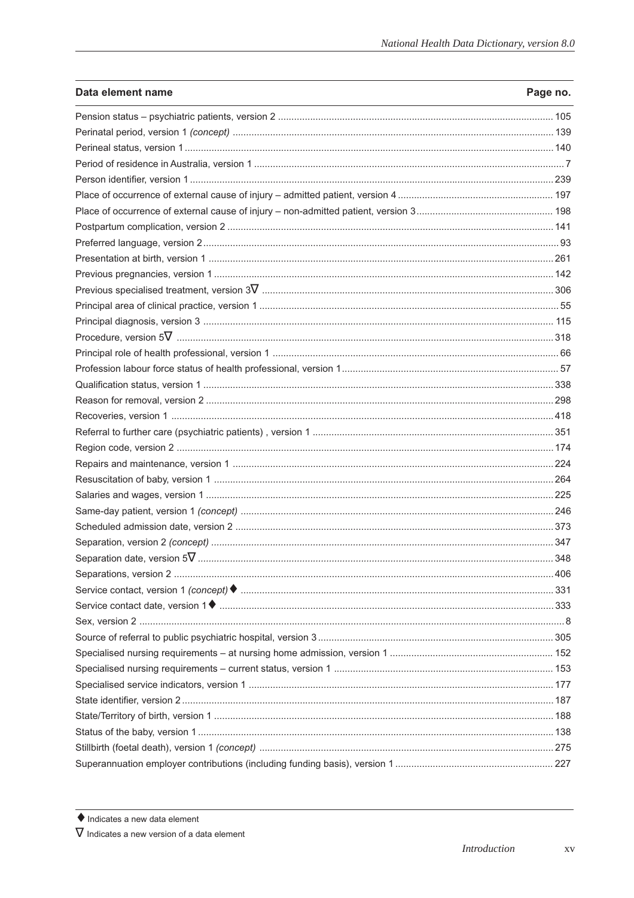| Data element name | Page no. |
|---|---|
| Pension status – psychiatric patients, version 2 | 105 |
| Perinatal period, version 1 *(concept)* | 139 |
| Perineal status, version 1 | 140 |
| Period of residence in Australia, version 1 | 7 |
| Person identifier, version 1 | 239 |
| Place of occurrence of external cause of injury – admitted patient, version 4 | 197 |
| Place of occurrence of external cause of injury – non-admitted patient, version 3 | 198 |
| Postpartum complication, version 2 | 141 |
| Preferred language, version 2 | 93 |
| Presentation at birth, version 1 | 261 |
| Previous pregnancies, version 1 | 142 |
| Previous specialised treatment, version 3∇ | 306 |
| Principal area of clinical practice, version 1 | 55 |
| Principal diagnosis, version 3 | 115 |
| Procedure, version 5∇ | 318 |
| Principal role of health professional, version 1 | 66 |
| Profession labour force status of health professional, version 1 | 57 |
| Qualification status, version 1 | 338 |
| Reason for removal, version 2 | 298 |
| Recoveries, version 1 | 418 |
| Referral to further care (psychiatric patients) , version 1 | 351 |
| Region code, version 2 | 174 |
| Repairs and maintenance, version 1 | 224 |
| Resuscitation of baby, version 1 | 264 |
| Salaries and wages, version 1 | 225 |
| Same-day patient, version 1 *(concept)* | 246 |
| Scheduled admission date, version 2 | 373 |
| Separation, version 2 *(concept)* | 347 |
| Separation date, version 5∇ | 348 |
| Separations, version 2 | 406 |
| Service contact, version 1 *(concept)* ♦ | 331 |
| Service contact date, version 1 ♦ | 333 |
| Sex, version 2 | 8 |
| Source of referral to public psychiatric hospital, version 3 | 305 |
| Specialised nursing requirements – at nursing home admission, version 1 | 152 |
| Specialised nursing requirements – current status, version 1 | 153 |
| Specialised service indicators, version 1 | 177 |
| State identifier, version 2 | 187 |
| State/Territory of birth, version 1 | 188 |
| Status of the baby, version 1 | 138 |
| Stillbirth (foetal death), version 1 *(concept)* | 275 |
| Superannuation employer contributions (including funding basis), version 1 | 227 |

♦ Indicates a new data element

∇ Indicates a new version of a data element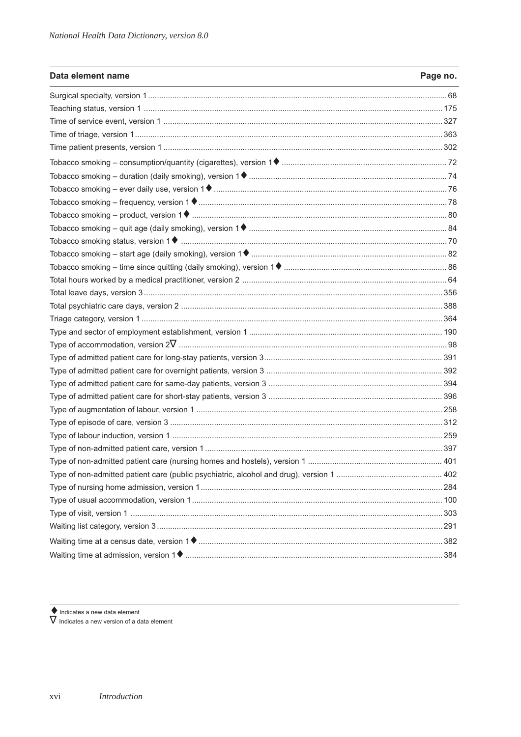| Data element name | Page no. |
| --- | --- |
| Surgical specialty, version 1 | 68 |
| Teaching status, version 1 | 175 |
| Time of service event, version 1 | 327 |
| Time of triage, version 1 | 363 |
| Time patient presents, version 1 | 302 |
| Tobacco smoking – consumption/quantity (cigarettes), version 1♦ | 72 |
| Tobacco smoking – duration (daily smoking), version 1♦ | 74 |
| Tobacco smoking – ever daily use, version 1♦ | 76 |
| Tobacco smoking – frequency, version 1♦ | 78 |
| Tobacco smoking – product, version 1♦ | 80 |
| Tobacco smoking – quit age (daily smoking), version 1♦ | 84 |
| Tobacco smoking status, version 1♦ | 70 |
| Tobacco smoking – start age (daily smoking), version 1♦ | 82 |
| Tobacco smoking – time since quitting (daily smoking), version 1♦ | 86 |
| Total hours worked by a medical practitioner, version 2 | 64 |
| Total leave days, version 3 | 356 |
| Total psychiatric care days, version 2 | 388 |
| Triage category, version 1 | 364 |
| Type and sector of employment establishment, version 1 | 190 |
| Type of accommodation, version 2∇ | 98 |
| Type of admitted patient care for long-stay patients, version 3 | 391 |
| Type of admitted patient care for overnight patients, version 3 | 392 |
| Type of admitted patient care for same-day patients, version 3 | 394 |
| Type of admitted patient care for short-stay patients, version 3 | 396 |
| Type of augmentation of labour, version 1 | 258 |
| Type of episode of care, version 3 | 312 |
| Type of labour induction, version 1 | 259 |
| Type of non-admitted patient care, version 1 | 397 |
| Type of non-admitted patient care (nursing homes and hostels), version 1 | 401 |
| Type of non-admitted patient care (public psychiatric, alcohol and drug), version 1 | 402 |
| Type of nursing home admission, version 1 | 284 |
| Type of usual accommodation, version 1 | 100 |
| Type of visit, version 1 | 303 |
| Waiting list category, version 3 | 291 |
| Waiting time at a census date, version 1♦ | 382 |
| Waiting time at admission, version 1♦ | 384 |

♦ Indicates a new data element
∇ Indicates a new version of a data element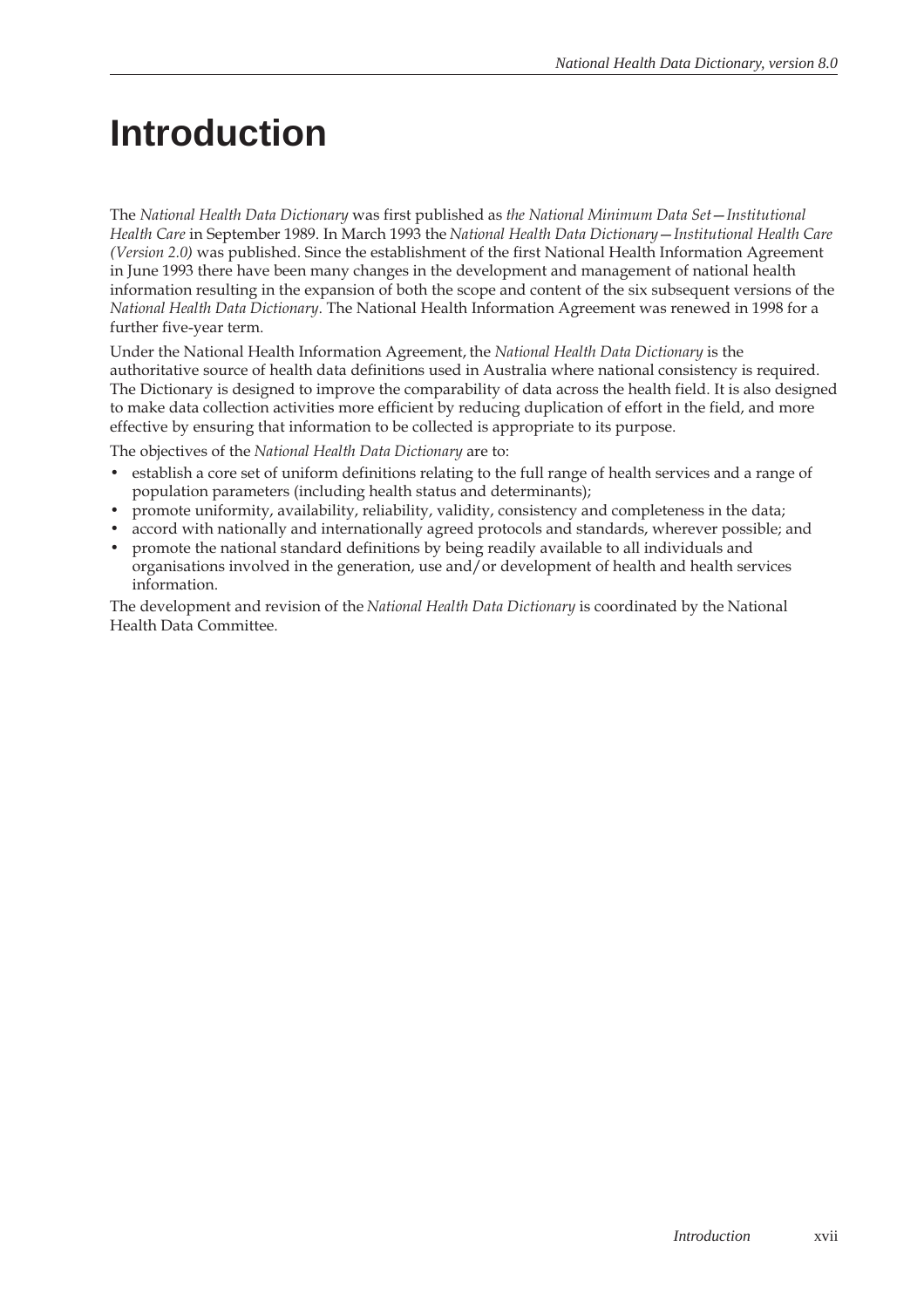# Introduction

The *National Health Data Dictionary* was first published as *the National Minimum Data Set—Institutional Health Care* in September 1989. In March 1993 the *National Health Data Dictionary—Institutional Health Care (Version 2.0)* was published. Since the establishment of the first National Health Information Agreement in June 1993 there have been many changes in the development and management of national health information resulting in the expansion of both the scope and content of the six subsequent versions of the *National Health Data Dictionary*. The National Health Information Agreement was renewed in 1998 for a further five-year term.

Under the National Health Information Agreement, the *National Health Data Dictionary* is the authoritative source of health data definitions used in Australia where national consistency is required. The Dictionary is designed to improve the comparability of data across the health field. It is also designed to make data collection activities more efficient by reducing duplication of effort in the field, and more effective by ensuring that information to be collected is appropriate to its purpose.

The objectives of the *National Health Data Dictionary* are to:

- establish a core set of uniform definitions relating to the full range of health services and a range of population parameters (including health status and determinants);
- promote uniformity, availability, reliability, validity, consistency and completeness in the data;
- accord with nationally and internationally agreed protocols and standards, wherever possible; and
- promote the national standard definitions by being readily available to all individuals and organisations involved in the generation, use and/or development of health and health services information.

The development and revision of the *National Health Data Dictionary* is coordinated by the National Health Data Committee.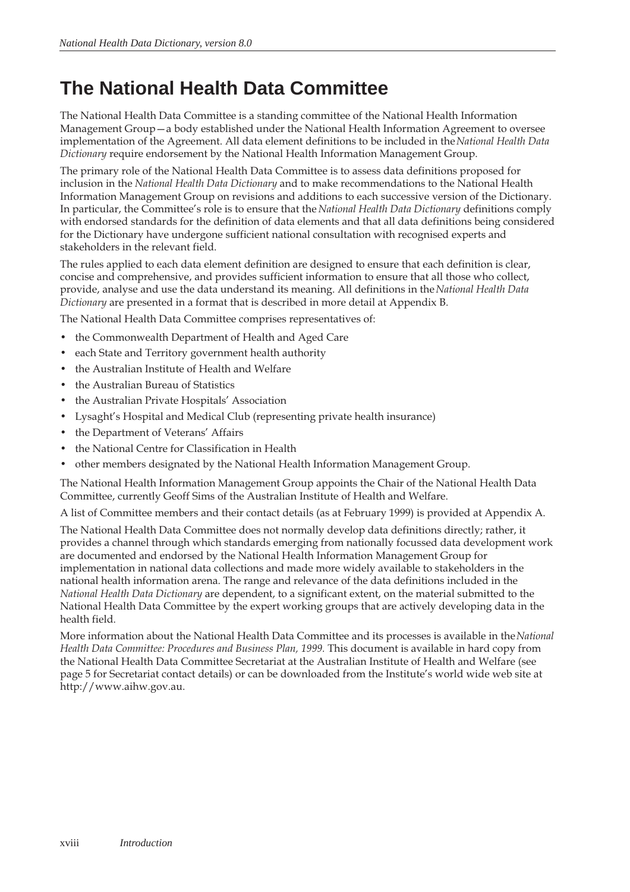# The National Health Data Committee

The National Health Data Committee is a standing committee of the National Health Information Management Group—a body established under the National Health Information Agreement to oversee implementation of the Agreement. All data element definitions to be included in the *National Health Data Dictionary* require endorsement by the National Health Information Management Group.

The primary role of the National Health Data Committee is to assess data definitions proposed for inclusion in the *National Health Data Dictionary* and to make recommendations to the National Health Information Management Group on revisions and additions to each successive version of the Dictionary. In particular, the Committee's role is to ensure that the *National Health Data Dictionary* definitions comply with endorsed standards for the definition of data elements and that all data definitions being considered for the Dictionary have undergone sufficient national consultation with recognised experts and stakeholders in the relevant field.

The rules applied to each data element definition are designed to ensure that each definition is clear, concise and comprehensive, and provides sufficient information to ensure that all those who collect, provide, analyse and use the data understand its meaning. All definitions in the *National Health Data Dictionary* are presented in a format that is described in more detail at Appendix B.

The National Health Data Committee comprises representatives of:

- the Commonwealth Department of Health and Aged Care
- each State and Territory government health authority
- the Australian Institute of Health and Welfare
- the Australian Bureau of Statistics
- the Australian Private Hospitals' Association
- Lysaght's Hospital and Medical Club (representing private health insurance)
- the Department of Veterans' Affairs
- the National Centre for Classification in Health
- other members designated by the National Health Information Management Group.

The National Health Information Management Group appoints the Chair of the National Health Data Committee, currently Geoff Sims of the Australian Institute of Health and Welfare.

A list of Committee members and their contact details (as at February 1999) is provided at Appendix A.

The National Health Data Committee does not normally develop data definitions directly; rather, it provides a channel through which standards emerging from nationally focussed data development work are documented and endorsed by the National Health Information Management Group for implementation in national data collections and made more widely available to stakeholders in the national health information arena. The range and relevance of the data definitions included in the *National Health Data Dictionary* are dependent, to a significant extent, on the material submitted to the National Health Data Committee by the expert working groups that are actively developing data in the health field.

More information about the National Health Data Committee and its processes is available in the *National Health Data Committee: Procedures and Business Plan, 1999.* This document is available in hard copy from the National Health Data Committee Secretariat at the Australian Institute of Health and Welfare (see page 5 for Secretariat contact details) or can be downloaded from the Institute's world wide web site at http://www.aihw.gov.au.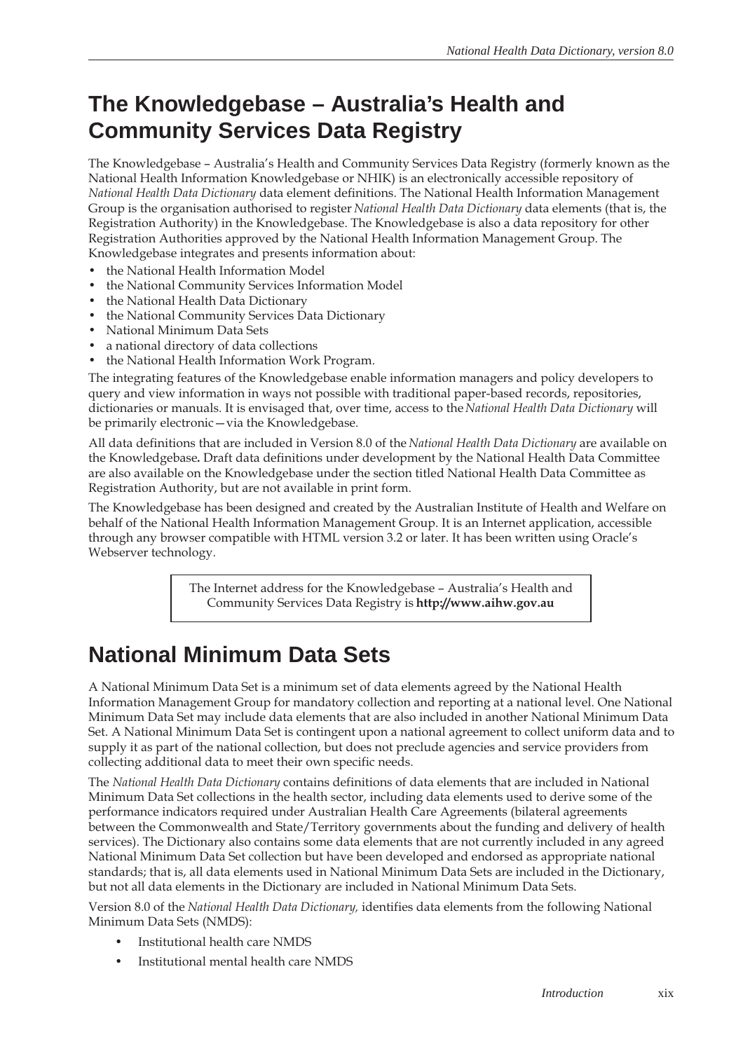# The Knowledgebase – Australia's Health and Community Services Data Registry

The Knowledgebase – Australia's Health and Community Services Data Registry (formerly known as the National Health Information Knowledgebase or NHIK) is an electronically accessible repository of *National Health Data Dictionary* data element definitions. The National Health Information Management Group is the organisation authorised to register *National Health Data Dictionary* data elements (that is, the Registration Authority) in the Knowledgebase. The Knowledgebase is also a data repository for other Registration Authorities approved by the National Health Information Management Group. The Knowledgebase integrates and presents information about:

- the National Health Information Model
- the National Community Services Information Model
- the National Health Data Dictionary
- the National Community Services Data Dictionary
- National Minimum Data Sets
- a national directory of data collections
- the National Health Information Work Program.

The integrating features of the Knowledgebase enable information managers and policy developers to query and view information in ways not possible with traditional paper-based records, repositories, dictionaries or manuals. It is envisaged that, over time, access to the *National Health Data Dictionary* will be primarily electronic—via the Knowledgebase.

All data definitions that are included in Version 8.0 of the *National Health Data Dictionary* are available on the Knowledgebase**.** Draft data definitions under development by the National Health Data Committee are also available on the Knowledgebase under the section titled National Health Data Committee as Registration Authority, but are not available in print form.

The Knowledgebase has been designed and created by the Australian Institute of Health and Welfare on behalf of the National Health Information Management Group. It is an Internet application, accessible through any browser compatible with HTML version 3.2 or later. It has been written using Oracle's Webserver technology.

> The Internet address for the Knowledgebase – Australia's Health and Community Services Data Registry is **http://www.aihw.gov.au**

# National Minimum Data Sets

A National Minimum Data Set is a minimum set of data elements agreed by the National Health Information Management Group for mandatory collection and reporting at a national level. One National Minimum Data Set may include data elements that are also included in another National Minimum Data Set. A National Minimum Data Set is contingent upon a national agreement to collect uniform data and to supply it as part of the national collection, but does not preclude agencies and service providers from collecting additional data to meet their own specific needs.

The *National Health Data Dictionary* contains definitions of data elements that are included in National Minimum Data Set collections in the health sector, including data elements used to derive some of the performance indicators required under Australian Health Care Agreements (bilateral agreements between the Commonwealth and State/Territory governments about the funding and delivery of health services). The Dictionary also contains some data elements that are not currently included in any agreed National Minimum Data Set collection but have been developed and endorsed as appropriate national standards; that is, all data elements used in National Minimum Data Sets are included in the Dictionary, but not all data elements in the Dictionary are included in National Minimum Data Sets.

Version 8.0 of the *National Health Data Dictionary,* identifies data elements from the following National Minimum Data Sets (NMDS):

- Institutional health care NMDS
- Institutional mental health care NMDS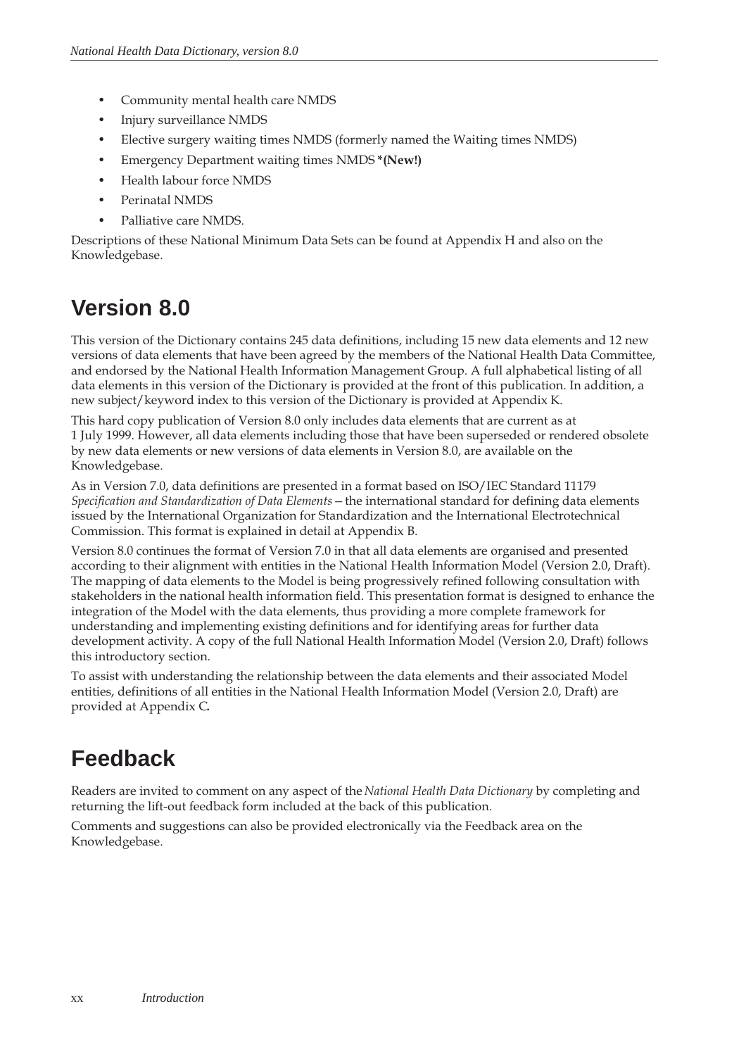- Community mental health care NMDS
- Injury surveillance NMDS
- Elective surgery waiting times NMDS (formerly named the Waiting times NMDS)
- Emergency Department waiting times NMDS **\*(New!)**
- Health labour force NMDS
- Perinatal NMDS
- Palliative care NMDS.

Descriptions of these National Minimum Data Sets can be found at Appendix H and also on the Knowledgebase.

## Version 8.0

This version of the Dictionary contains 245 data definitions, including 15 new data elements and 12 new versions of data elements that have been agreed by the members of the National Health Data Committee, and endorsed by the National Health Information Management Group. A full alphabetical listing of all data elements in this version of the Dictionary is provided at the front of this publication. In addition, a new subject/keyword index to this version of the Dictionary is provided at Appendix K.

This hard copy publication of Version 8.0 only includes data elements that are current as at 1 July 1999. However, all data elements including those that have been superseded or rendered obsolete by new data elements or new versions of data elements in Version 8.0, are available on the Knowledgebase.

As in Version 7.0, data definitions are presented in a format based on ISO/IEC Standard 11179 *Specification and Standardization of Data Elements* – the international standard for defining data elements issued by the International Organization for Standardization and the International Electrotechnical Commission. This format is explained in detail at Appendix B.

Version 8.0 continues the format of Version 7.0 in that all data elements are organised and presented according to their alignment with entities in the National Health Information Model (Version 2.0, Draft). The mapping of data elements to the Model is being progressively refined following consultation with stakeholders in the national health information field. This presentation format is designed to enhance the integration of the Model with the data elements, thus providing a more complete framework for understanding and implementing existing definitions and for identifying areas for further data development activity. A copy of the full National Health Information Model (Version 2.0, Draft) follows this introductory section.

To assist with understanding the relationship between the data elements and their associated Model entities, definitions of all entities in the National Health Information Model (Version 2.0, Draft) are provided at Appendix C.

## Feedback

Readers are invited to comment on any aspect of the *National Health Data Dictionary* by completing and returning the lift-out feedback form included at the back of this publication.

Comments and suggestions can also be provided electronically via the Feedback area on the Knowledgebase.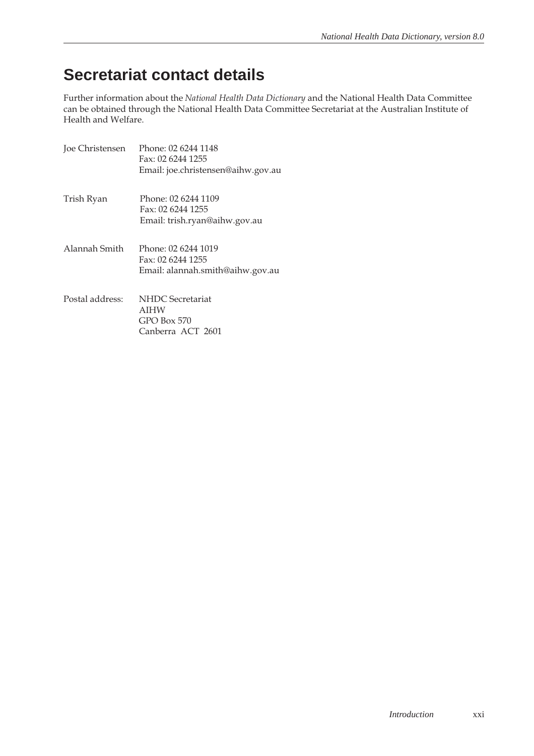## Secretariat contact details

Further information about the *National Health Data Dictionary* and the National Health Data Committee can be obtained through the National Health Data Committee Secretariat at the Australian Institute of Health and Welfare.

| | |
|---|---|
| Joe Christensen | Phone: 02 6244 1148<br>Fax: 02 6244 1255<br>Email: joe.christensen@aihw.gov.au |
| Trish Ryan | Phone: 02 6244 1109<br>Fax: 02 6244 1255<br>Email: trish.ryan@aihw.gov.au |
| Alannah Smith | Phone: 02 6244 1019<br>Fax: 02 6244 1255<br>Email: alannah.smith@aihw.gov.au |
| Postal address: | NHDC Secretariat<br>AIHW<br>GPO Box 570<br>Canberra ACT 2601 |